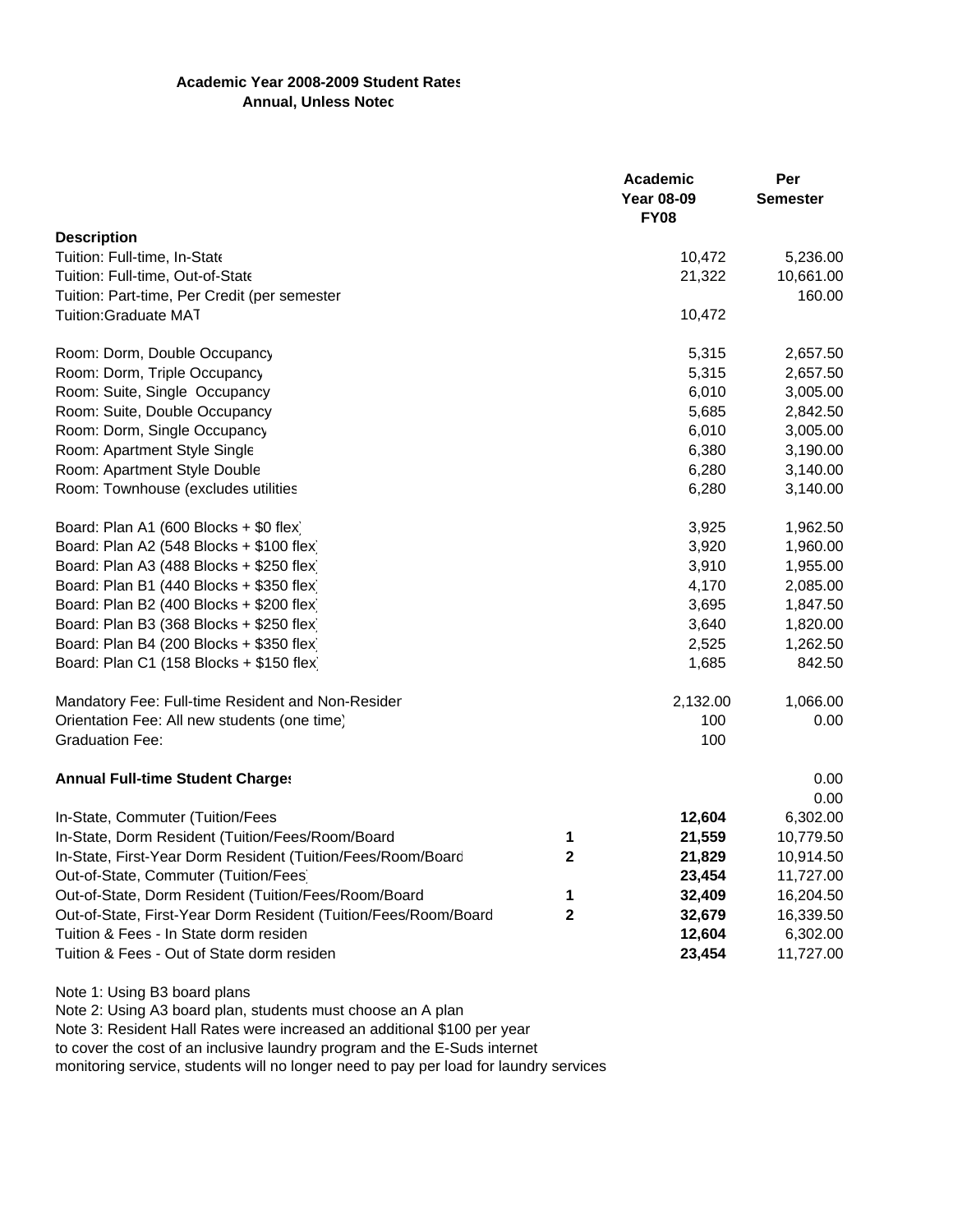**Academic Year 2008-2009 Student Rates**
**Annual, Unless Noted**

| Description | | Academic Year 08-09 FY08 | Per Semester |
|---|---|---|---|
| Tuition: Full-time, In-State | | 10,472 | 5,236.00 |
| Tuition: Full-time, Out-of-State | | 21,322 | 10,661.00 |
| Tuition: Part-time, Per Credit (per semester | | | 160.00 |
| Tuition:Graduate MAT | | 10,472 | |
| | | | |
| Room: Dorm, Double Occupancy | | 5,315 | 2,657.50 |
| Room: Dorm, Triple Occupancy | | 5,315 | 2,657.50 |
| Room: Suite, Single Occupancy | | 6,010 | 3,005.00 |
| Room: Suite, Double Occupancy | | 5,685 | 2,842.50 |
| Room: Dorm, Single Occupancy | | 6,010 | 3,005.00 |
| Room: Apartment Style Single | | 6,380 | 3,190.00 |
| Room: Apartment Style Double | | 6,280 | 3,140.00 |
| Room: Townhouse (excludes utilities | | 6,280 | 3,140.00 |
| | | | |
| Board: Plan A1 (600 Blocks + $0 flex) | | 3,925 | 1,962.50 |
| Board: Plan A2 (548 Blocks + $100 flex) | | 3,920 | 1,960.00 |
| Board: Plan A3 (488 Blocks + $250 flex) | | 3,910 | 1,955.00 |
| Board: Plan B1 (440 Blocks + $350 flex) | | 4,170 | 2,085.00 |
| Board: Plan B2 (400 Blocks + $200 flex) | | 3,695 | 1,847.50 |
| Board: Plan B3 (368 Blocks + $250 flex) | | 3,640 | 1,820.00 |
| Board: Plan B4 (200 Blocks + $350 flex) | | 2,525 | 1,262.50 |
| Board: Plan C1 (158 Blocks + $150 flex) | | 1,685 | 842.50 |
| | | | |
| Mandatory Fee: Full-time Resident and Non-Resider | | 2,132.00 | 1,066.00 |
| Orientation Fee: All new students (one time) | | 100 | 0.00 |
| Graduation Fee: | | 100 | |
| | | | |
| **Annual Full-time Student Charges** | | | 0.00 |
| | | | 0.00 |
| In-State, Commuter (Tuition/Fees | | **12,604** | 6,302.00 |
| In-State, Dorm Resident (Tuition/Fees/Room/Board | **1** | **21,559** | 10,779.50 |
| In-State, First-Year Dorm Resident (Tuition/Fees/Room/Board | **2** | **21,829** | 10,914.50 |
| Out-of-State, Commuter (Tuition/Fees) | | **23,454** | 11,727.00 |
| Out-of-State, Dorm Resident (Tuition/Fees/Room/Board | **1** | **32,409** | 16,204.50 |
| Out-of-State, First-Year Dorm Resident (Tuition/Fees/Room/Board | **2** | **32,679** | 16,339.50 |
| Tuition & Fees - In State dorm residen | | **12,604** | 6,302.00 |
| Tuition & Fees - Out of State dorm residen | | **23,454** | 11,727.00 |

Note 1: Using B3 board plans
Note 2: Using A3 board plan, students must choose an A plan
Note 3: Resident Hall Rates were increased an additional $100 per year
to cover the cost of an inclusive laundry program and the E-Suds internet
monitoring service, students will no longer need to pay per load for laundry services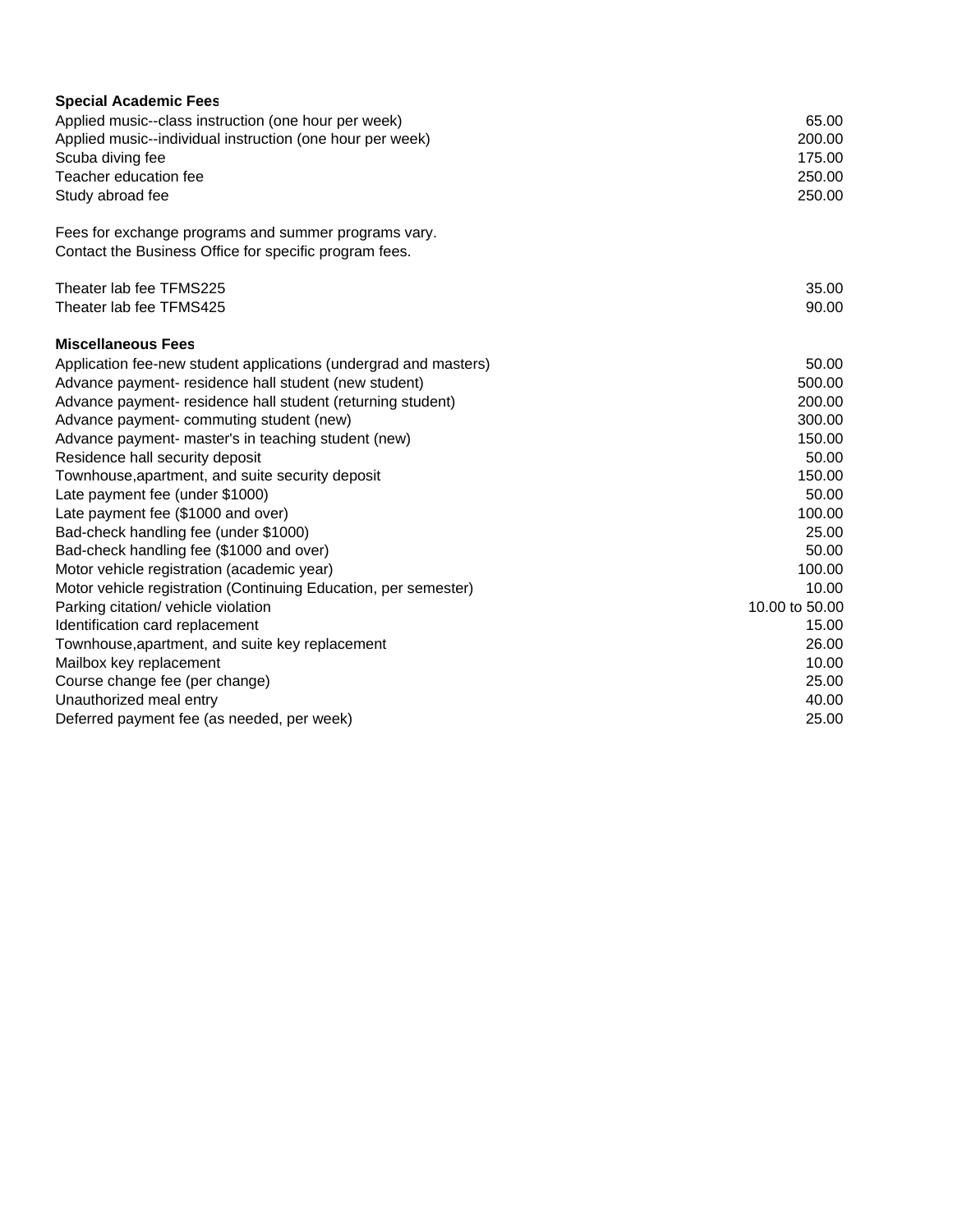**Special Academic Fees**

| | |
|---|---|
| Applied music--class instruction (one hour per week) | 65.00 |
| Applied music--individual instruction (one hour per week) | 200.00 |
| Scuba diving fee | 175.00 |
| Teacher education fee | 250.00 |
| Study abroad fee | 250.00 |

Fees for exchange programs and summer programs vary.
Contact the Business Office for specific program fees.

| | |
|---|---|
| Theater lab fee TFMS225 | 35.00 |
| Theater lab fee TFMS425 | 90.00 |

**Miscellaneous Fees**

| | |
|---|---|
| Application fee-new student applications (undergrad and masters) | 50.00 |
| Advance payment- residence hall student (new student) | 500.00 |
| Advance payment- residence hall student (returning student) | 200.00 |
| Advance payment- commuting student (new) | 300.00 |
| Advance payment- master's in teaching student (new) | 150.00 |
| Residence hall security deposit | 50.00 |
| Townhouse,apartment, and suite security deposit | 150.00 |
| Late payment fee (under $1000) | 50.00 |
| Late payment fee ($1000 and over) | 100.00 |
| Bad-check handling fee (under $1000) | 25.00 |
| Bad-check handling fee ($1000 and over) | 50.00 |
| Motor vehicle registration (academic year) | 100.00 |
| Motor vehicle registration (Continuing Education, per semester) | 10.00 |
| Parking citation/ vehicle violation | 10.00 to 50.00 |
| Identification card replacement | 15.00 |
| Townhouse,apartment, and suite key replacement | 26.00 |
| Mailbox key replacement | 10.00 |
| Course change fee (per change) | 25.00 |
| Unauthorized meal entry | 40.00 |
| Deferred payment fee (as needed, per week) | 25.00 |